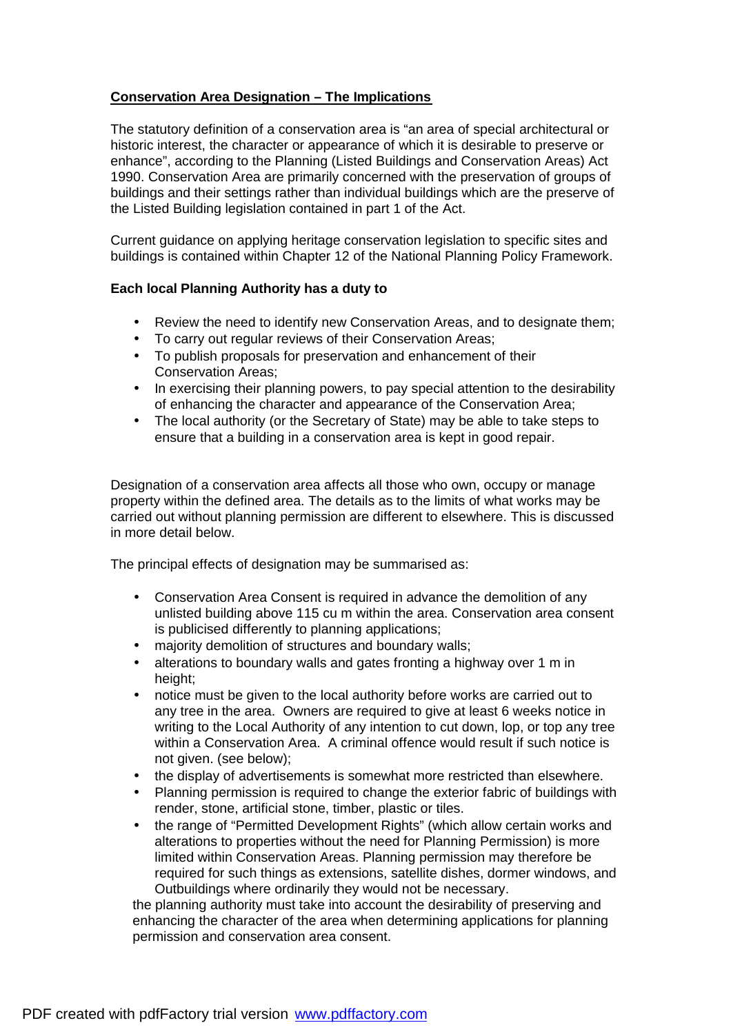**Conservation Area Designation – The Implications**

The statutory definition of a conservation area is "an area of special architectural or historic interest, the character or appearance of which it is desirable to preserve or enhance", according to the Planning (Listed Buildings and Conservation Areas) Act 1990. Conservation Area are primarily concerned with the preservation of groups of buildings and their settings rather than individual buildings which are the preserve of the Listed Building legislation contained in part 1 of the Act.

Current guidance on applying heritage conservation legislation to specific sites and buildings is contained within Chapter 12 of the National Planning Policy Framework.

**Each local Planning Authority has a duty to**

- Review the need to identify new Conservation Areas, and to designate them;
- To carry out regular reviews of their Conservation Areas;
- To publish proposals for preservation and enhancement of their Conservation Areas;
- In exercising their planning powers, to pay special attention to the desirability of enhancing the character and appearance of the Conservation Area;
- The local authority (or the Secretary of State) may be able to take steps to ensure that a building in a conservation area is kept in good repair.

Designation of a conservation area affects all those who own, occupy or manage property within the defined area. The details as to the limits of what works may be carried out without planning permission are different to elsewhere. This is discussed in more detail below.

The principal effects of designation may be summarised as:

- Conservation Area Consent is required in advance the demolition of any unlisted building above 115 cu m within the area. Conservation area consent is publicised differently to planning applications;
- majority demolition of structures and boundary walls;
- alterations to boundary walls and gates fronting a highway over 1 m in height;
- notice must be given to the local authority before works are carried out to any tree in the area. Owners are required to give at least 6 weeks notice in writing to the Local Authority of any intention to cut down, lop, or top any tree within a Conservation Area. A criminal offence would result if such notice is not given. (see below);
- the display of advertisements is somewhat more restricted than elsewhere.
- Planning permission is required to change the exterior fabric of buildings with render, stone, artificial stone, timber, plastic or tiles.
- the range of "Permitted Development Rights" (which allow certain works and alterations to properties without the need for Planning Permission) is more limited within Conservation Areas. Planning permission may therefore be required for such things as extensions, satellite dishes, dormer windows, and Outbuildings where ordinarily they would not be necessary.

the planning authority must take into account the desirability of preserving and enhancing the character of the area when determining applications for planning permission and conservation area consent.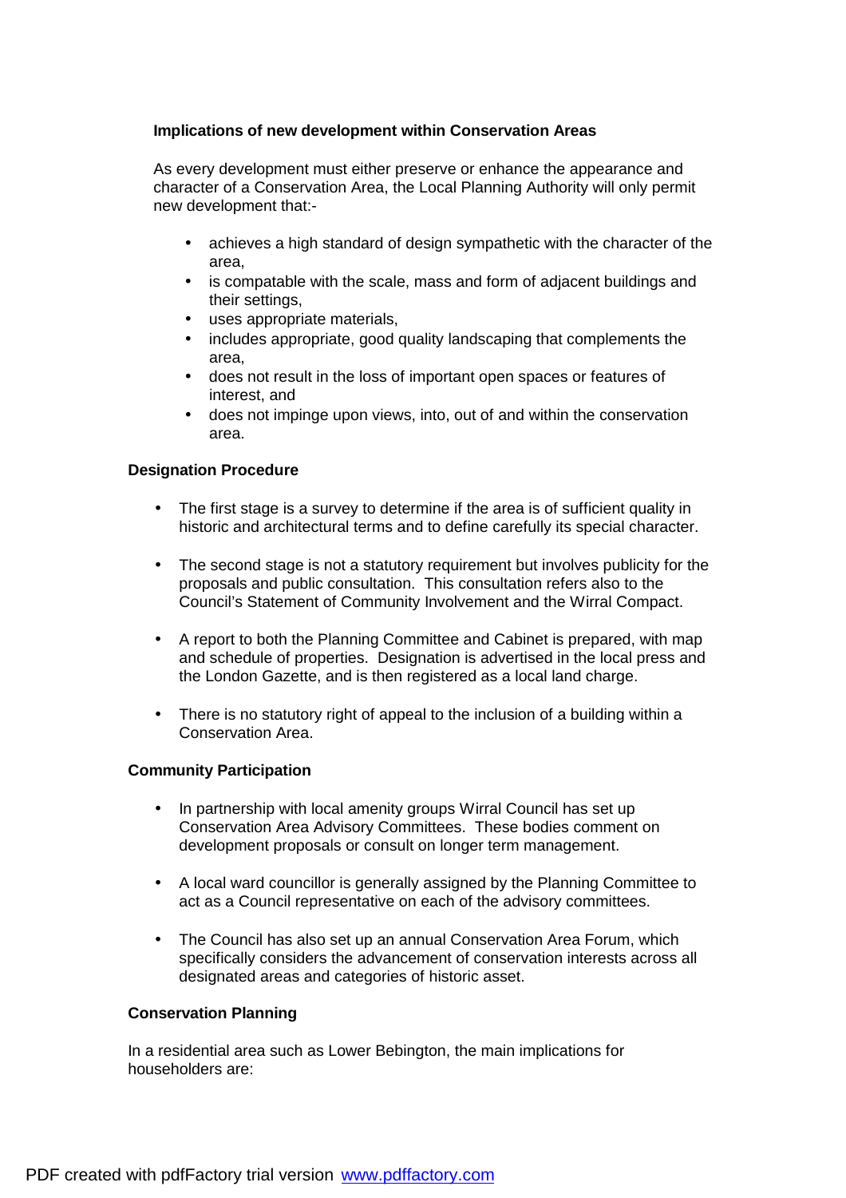**Implications of new development within Conservation Areas**

As every development must either preserve or enhance the appearance and character of a Conservation Area, the Local Planning Authority will only permit new development that:-

- achieves a high standard of design sympathetic with the character of the area,
- is compatable with the scale, mass and form of adjacent buildings and their settings,
- uses appropriate materials,
- includes appropriate, good quality landscaping that complements the area,
- does not result in the loss of important open spaces or features of interest, and
- does not impinge upon views, into, out of and within the conservation area.

**Designation Procedure**

- The first stage is a survey to determine if the area is of sufficient quality in historic and architectural terms and to define carefully its special character.

- The second stage is not a statutory requirement but involves publicity for the proposals and public consultation. This consultation refers also to the Council's Statement of Community Involvement and the Wirral Compact.

- A report to both the Planning Committee and Cabinet is prepared, with map and schedule of properties. Designation is advertised in the local press and the London Gazette, and is then registered as a local land charge.

- There is no statutory right of appeal to the inclusion of a building within a Conservation Area.

**Community Participation**

- In partnership with local amenity groups Wirral Council has set up Conservation Area Advisory Committees. These bodies comment on development proposals or consult on longer term management.

- A local ward councillor is generally assigned by the Planning Committee to act as a Council representative on each of the advisory committees.

- The Council has also set up an annual Conservation Area Forum, which specifically considers the advancement of conservation interests across all designated areas and categories of historic asset.

**Conservation Planning**

In a residential area such as Lower Bebington, the main implications for householders are: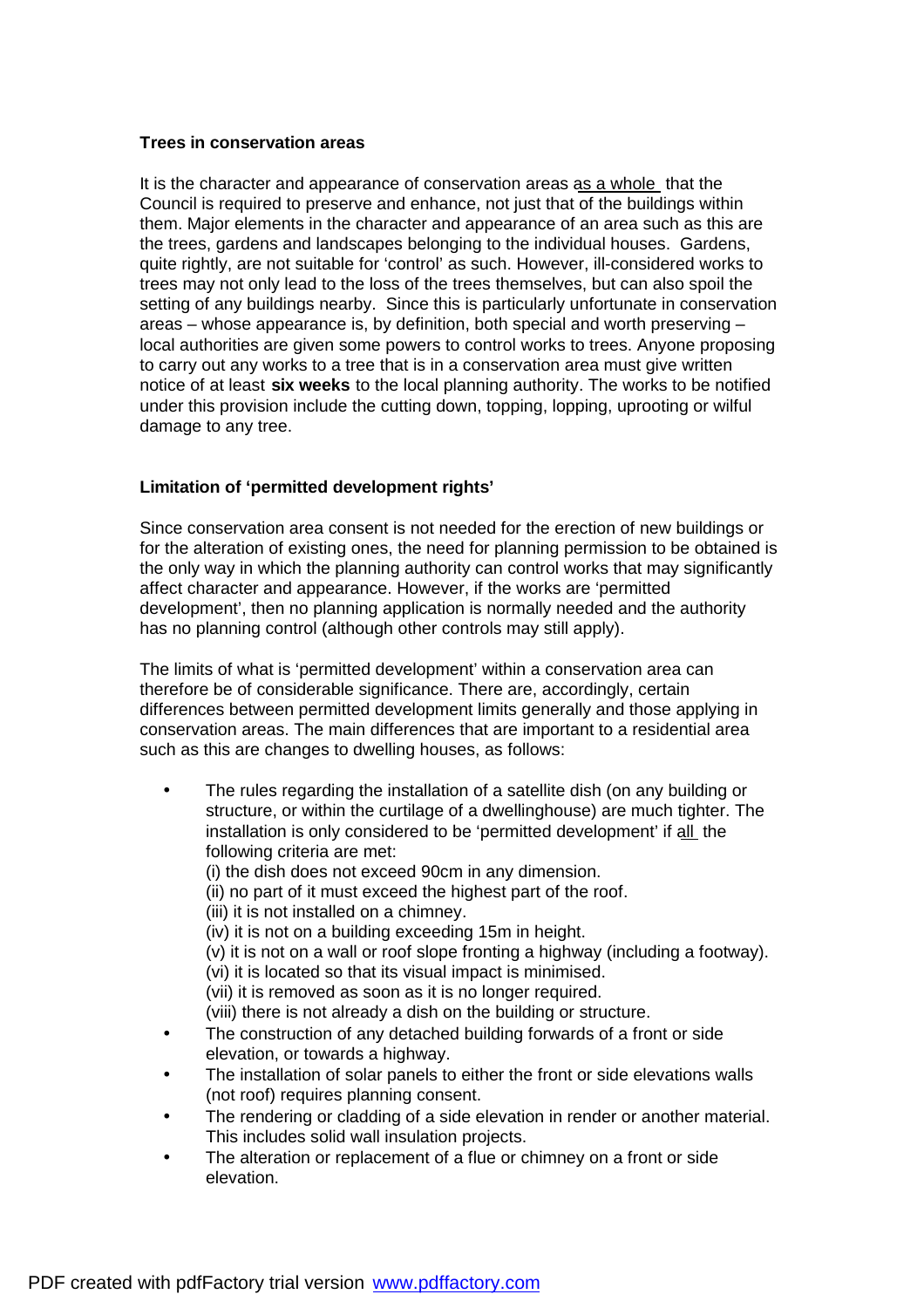### Trees in conservation areas

It is the character and appearance of conservation areas as a whole that the Council is required to preserve and enhance, not just that of the buildings within them. Major elements in the character and appearance of an area such as this are the trees, gardens and landscapes belonging to the individual houses. Gardens, quite rightly, are not suitable for 'control' as such. However, ill-considered works to trees may not only lead to the loss of the trees themselves, but can also spoil the setting of any buildings nearby. Since this is particularly unfortunate in conservation areas – whose appearance is, by definition, both special and worth preserving – local authorities are given some powers to control works to trees. Anyone proposing to carry out any works to a tree that is in a conservation area must give written notice of at least **six weeks** to the local planning authority. The works to be notified under this provision include the cutting down, topping, lopping, uprooting or wilful damage to any tree.

### Limitation of 'permitted development rights'

Since conservation area consent is not needed for the erection of new buildings or for the alteration of existing ones, the need for planning permission to be obtained is the only way in which the planning authority can control works that may significantly affect character and appearance. However, if the works are 'permitted development', then no planning application is normally needed and the authority has no planning control (although other controls may still apply).

The limits of what is 'permitted development' within a conservation area can therefore be of considerable significance. There are, accordingly, certain differences between permitted development limits generally and those applying in conservation areas. The main differences that are important to a residential area such as this are changes to dwelling houses, as follows:

- The rules regarding the installation of a satellite dish (on any building or structure, or within the curtilage of a dwellinghouse) are much tighter. The installation is only considered to be 'permitted development' if all the following criteria are met:
  (i) the dish does not exceed 90cm in any dimension.
  (ii) no part of it must exceed the highest part of the roof.
  (iii) it is not installed on a chimney.
  (iv) it is not on a building exceeding 15m in height.
  (v) it is not on a wall or roof slope fronting a highway (including a footway).
  (vi) it is located so that its visual impact is minimised.
  (vii) it is removed as soon as it is no longer required.
  (viii) there is not already a dish on the building or structure.
- The construction of any detached building forwards of a front or side elevation, or towards a highway.
- The installation of solar panels to either the front or side elevations walls (not roof) requires planning consent.
- The rendering or cladding of a side elevation in render or another material. This includes solid wall insulation projects.
- The alteration or replacement of a flue or chimney on a front or side elevation.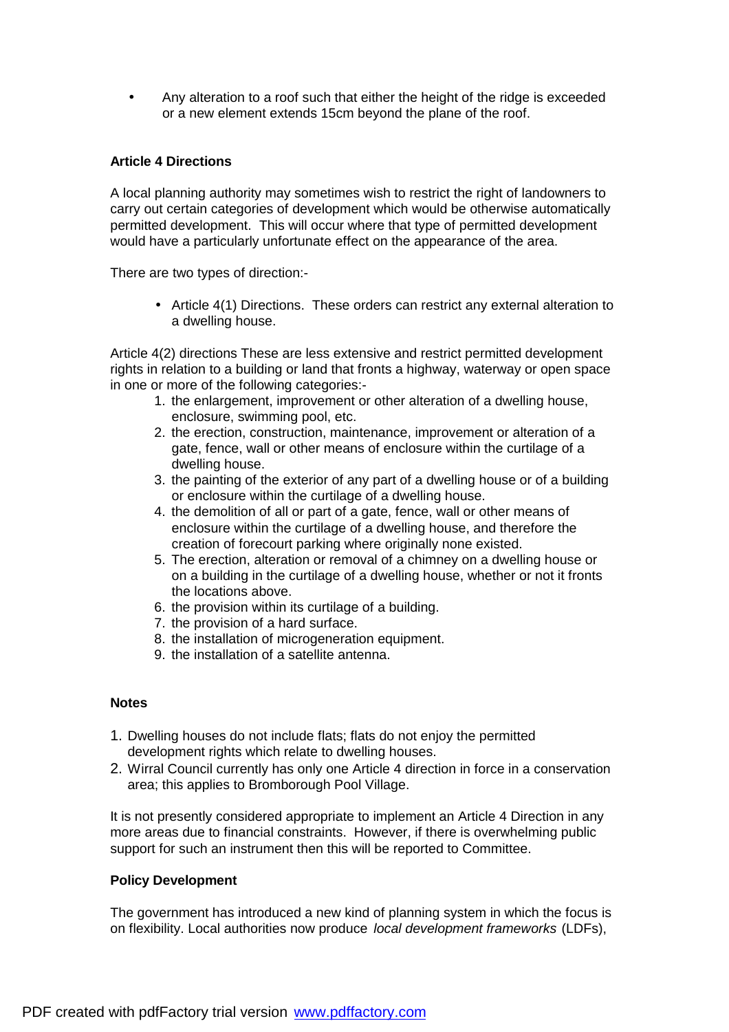- Any alteration to a roof such that either the height of the ridge is exceeded or a new element extends 15cm beyond the plane of the roof.

**Article 4 Directions**

A local planning authority may sometimes wish to restrict the right of landowners to carry out certain categories of development which would be otherwise automatically permitted development. This will occur where that type of permitted development would have a particularly unfortunate effect on the appearance of the area.

There are two types of direction:-

- Article 4(1) Directions. These orders can restrict any external alteration to a dwelling house.

Article 4(2) directions These are less extensive and restrict permitted development rights in relation to a building or land that fronts a highway, waterway or open space in one or more of the following categories:-

1. the enlargement, improvement or other alteration of a dwelling house, enclosure, swimming pool, etc.
2. the erection, construction, maintenance, improvement or alteration of a gate, fence, wall or other means of enclosure within the curtilage of a dwelling house.
3. the painting of the exterior of any part of a dwelling house or of a building or enclosure within the curtilage of a dwelling house.
4. the demolition of all or part of a gate, fence, wall or other means of enclosure within the curtilage of a dwelling house, and therefore the creation of forecourt parking where originally none existed.
5. The erection, alteration or removal of a chimney on a dwelling house or on a building in the curtilage of a dwelling house, whether or not it fronts the locations above.
6. the provision within its curtilage of a building.
7. the provision of a hard surface.
8. the installation of microgeneration equipment.
9. the installation of a satellite antenna.

**Notes**

1. Dwelling houses do not include flats; flats do not enjoy the permitted development rights which relate to dwelling houses.
2. Wirral Council currently has only one Article 4 direction in force in a conservation area; this applies to Bromborough Pool Village.

It is not presently considered appropriate to implement an Article 4 Direction in any more areas due to financial constraints. However, if there is overwhelming public support for such an instrument then this will be reported to Committee.

**Policy Development**

The government has introduced a new kind of planning system in which the focus is on flexibility. Local authorities now produce *local development frameworks* (LDFs),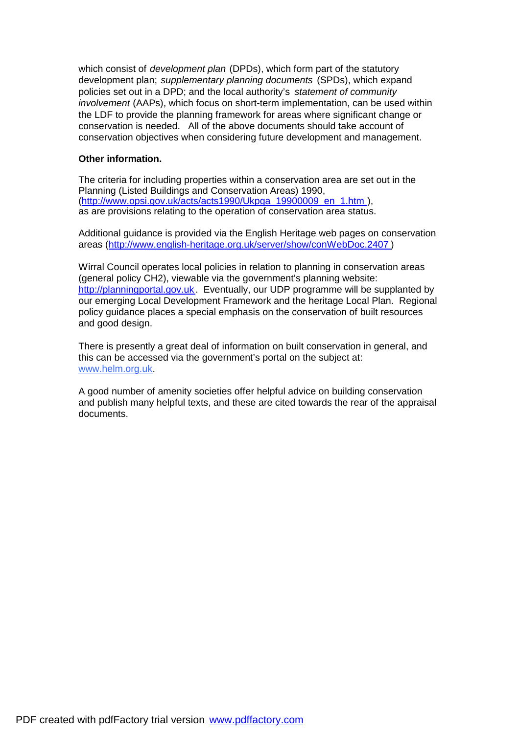which consist of *development plan* (DPDs), which form part of the statutory development plan; *supplementary planning documents* (SPDs), which expand policies set out in a DPD; and the local authority's *statement of community involvement* (AAPs), which focus on short-term implementation, can be used within the LDF to provide the planning framework for areas where significant change or conservation is needed. All of the above documents should take account of conservation objectives when considering future development and management.

**Other information.**

The criteria for including properties within a conservation area are set out in the Planning (Listed Buildings and Conservation Areas) 1990, (http://www.opsi.gov.uk/acts/acts1990/Ukpga_19900009_en_1.htm ), as are provisions relating to the operation of conservation area status.

Additional guidance is provided via the English Heritage web pages on conservation areas (http://www.english-heritage.org.uk/server/show/conWebDoc.2407 )

Wirral Council operates local policies in relation to planning in conservation areas (general policy CH2), viewable via the government's planning website: http://planningportal.gov.uk. Eventually, our UDP programme will be supplanted by our emerging Local Development Framework and the heritage Local Plan. Regional policy guidance places a special emphasis on the conservation of built resources and good design.

There is presently a great deal of information on built conservation in general, and this can be accessed via the government's portal on the subject at: www.helm.org.uk.

A good number of amenity societies offer helpful advice on building conservation and publish many helpful texts, and these are cited towards the rear of the appraisal documents.